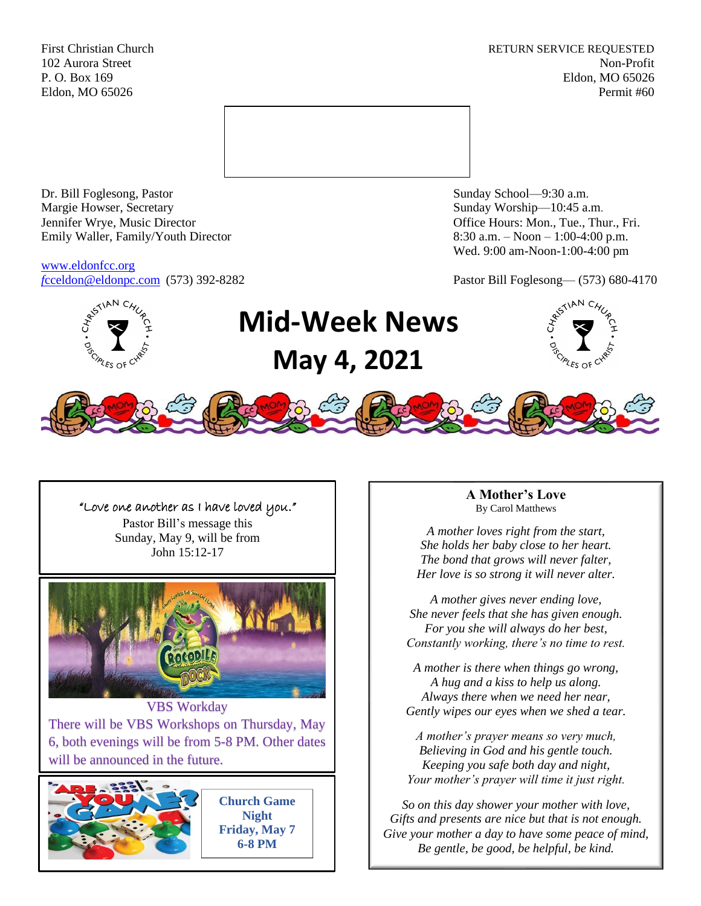First Christian Church
102 Aurora Street
P. O. Box 169
Eldon, MO 65026

RETURN SERVICE REQUESTED
Non-Profit
Eldon, MO 65026
Permit #60

Dr. Bill Foglesong, Pastor
Margie Howser, Secretary
Jennifer Wrye, Music Director
Emily Waller, Family/Youth Director

www.eldonfcc.org
fcceldon@eldonpc.com (573) 392-8282

Sunday School—9:30 a.m.
Sunday Worship—10:45 a.m.
Office Hours: Mon., Tue., Thur., Fri.
8:30 a.m. – Noon – 1:00-4:00 p.m.
Wed. 9:00 am-Noon-1:00-4:00 pm

Pastor Bill Foglesong— (573) 680-4170

# Mid-Week News
# May 4, 2021

"Love one another as I have loved you."
Pastor Bill's message this Sunday, May 9, will be from John 15:12-17

**VBS Workday**

There will be VBS Workshops on Thursday, May 6, both evenings will be from 5-8 PM. Other dates will be announced in the future.

**Church Game Night**
**Friday, May 7**
**6-8 PM**

## A Mother's Love
By Carol Matthews

*A mother loves right from the start,*
*She holds her baby close to her heart.*
*The bond that grows will never falter,*
*Her love is so strong it will never alter.*

*A mother gives never ending love,*
*She never feels that she has given enough.*
*For you she will always do her best,*
*Constantly working, there's no time to rest.*

*A mother is there when things go wrong,*
*A hug and a kiss to help us along.*
*Always there when we need her near,*
*Gently wipes our eyes when we shed a tear.*

*A mother's prayer means so very much,*
*Believing in God and his gentle touch.*
*Keeping you safe both day and night,*
*Your mother's prayer will time it just right.*

*So on this day shower your mother with love,*
*Gifts and presents are nice but that is not enough.*
*Give your mother a day to have some peace of mind,*
*Be gentle, be good, be helpful, be kind.*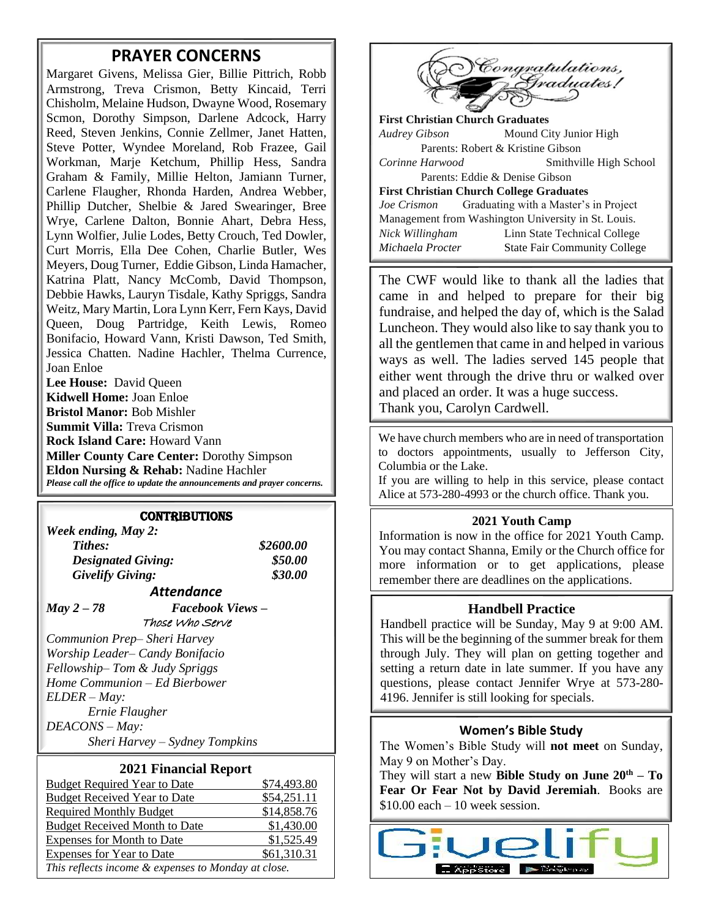## PRAYER CONCERNS

Margaret Givens, Melissa Gier, Billie Pittrich, Robb Armstrong, Treva Crismon, Betty Kincaid, Terri Chisholm, Melaine Hudson, Dwayne Wood, Rosemary Scmon, Dorothy Simpson, Darlene Adcock, Harry Reed, Steven Jenkins, Connie Zellmer, Janet Hatten, Steve Potter, Wyndee Moreland, Rob Frazee, Gail Workman, Marje Ketchum, Phillip Hess, Sandra Graham & Family, Millie Helton, Jamiann Turner, Carlene Flaugher, Rhonda Harden, Andrea Webber, Phillip Dutcher, Shelbie & Jared Swearinger, Bree Wrye, Carlene Dalton, Bonnie Ahart, Debra Hess, Lynn Wolfier, Julie Lodes, Betty Crouch, Ted Dowler, Curt Morris, Ella Dee Cohen, Charlie Butler, Wes Meyers, Doug Turner, Eddie Gibson, Linda Hamacher, Katrina Platt, Nancy McComb, David Thompson, Debbie Hawks, Lauryn Tisdale, Kathy Spriggs, Sandra Weitz, Mary Martin, Lora Lynn Kerr, Fern Kays, David Queen, Doug Partridge, Keith Lewis, Romeo Bonifacio, Howard Vann, Kristi Dawson, Ted Smith, Jessica Chatten. Nadine Hachler, Thelma Currence, Joan Enloe

**Lee House:** David Queen
**Kidwell Home:** Joan Enloe
**Bristol Manor:** Bob Mishler
**Summit Villa:** Treva Crismon
**Rock Island Care:** Howard Vann
**Miller County Care Center:** Dorothy Simpson
**Eldon Nursing & Rehab:** Nadine Hachler

***Please call the office to update the announcements and prayer concerns.***

## CONTRIBUTIONS

***Week ending, May 2:***

| | |
|---|---|
| ***Tithes:*** | ***$2600.00*** |
| ***Designated Giving:*** | ***$50.00*** |
| ***Givelify Giving:*** | ***$30.00*** |

***Attendance***

***May 2 – 78*** ***Facebook Views –***

*Those Who Serve*

*Communion Prep– Sheri Harvey*
*Worship Leader– Candy Bonifacio*
*Fellowship– Tom & Judy Spriggs*
*Home Communion – Ed Bierbower*
*ELDER – May:*
*Ernie Flaugher*
*DEACONS – May:*
*Sheri Harvey – Sydney Tompkins*

## 2021 Financial Report

| | |
|---|---|
| Budget Required Year to Date | $74,493.80 |
| Budget Received Year to Date | $54,251.11 |
| Required Monthly Budget | $14,858.76 |
| Budget Received Month to Date | $1,430.00 |
| Expenses for Month to Date | $1,525.49 |
| Expenses for Year to Date | $61,310.31 |

*This reflects income & expenses to Monday at close.*

## Congratulations, Graduates!

**First Christian Church Graduates**

*Audrey Gibson* Mound City Junior High
Parents: Robert & Kristine Gibson
*Corinne Harwood* Smithville High School
Parents: Eddie & Denise Gibson

**First Christian Church College Graduates**

*Joe Crismon* Graduating with a Master's in Project Management from Washington University in St. Louis.
*Nick Willingham* Linn State Technical College
*Michaela Procter* State Fair Community College

The CWF would like to thank all the ladies that came in and helped to prepare for their big fundraise, and helped the day of, which is the Salad Luncheon. They would also like to say thank you to all the gentlemen that came in and helped in various ways as well. The ladies served 145 people that either went through the drive thru or walked over and placed an order. It was a huge success.
Thank you, Carolyn Cardwell.

We have church members who are in need of transportation to doctors appointments, usually to Jefferson City, Columbia or the Lake.
If you are willing to help in this service, please contact Alice at 573-280-4993 or the church office. Thank you.

### 2021 Youth Camp

Information is now in the office for 2021 Youth Camp. You may contact Shanna, Emily or the Church office for more information or to get applications, please remember there are deadlines on the applications.

### Handbell Practice

Handbell practice will be Sunday, May 9 at 9:00 AM. This will be the beginning of the summer break for them through July. They will plan on getting together and setting a return date in late summer. If you have any questions, please contact Jennifer Wrye at 573-280-4196. Jennifer is still looking for specials.

### Women's Bible Study

The Women's Bible Study will **not meet** on Sunday, May 9 on Mother's Day.
They will start a new **Bible Study on June 20th – To Fear Or Fear Not by David Jeremiah**. Books are $10.00 each – 10 week session.

Givelify